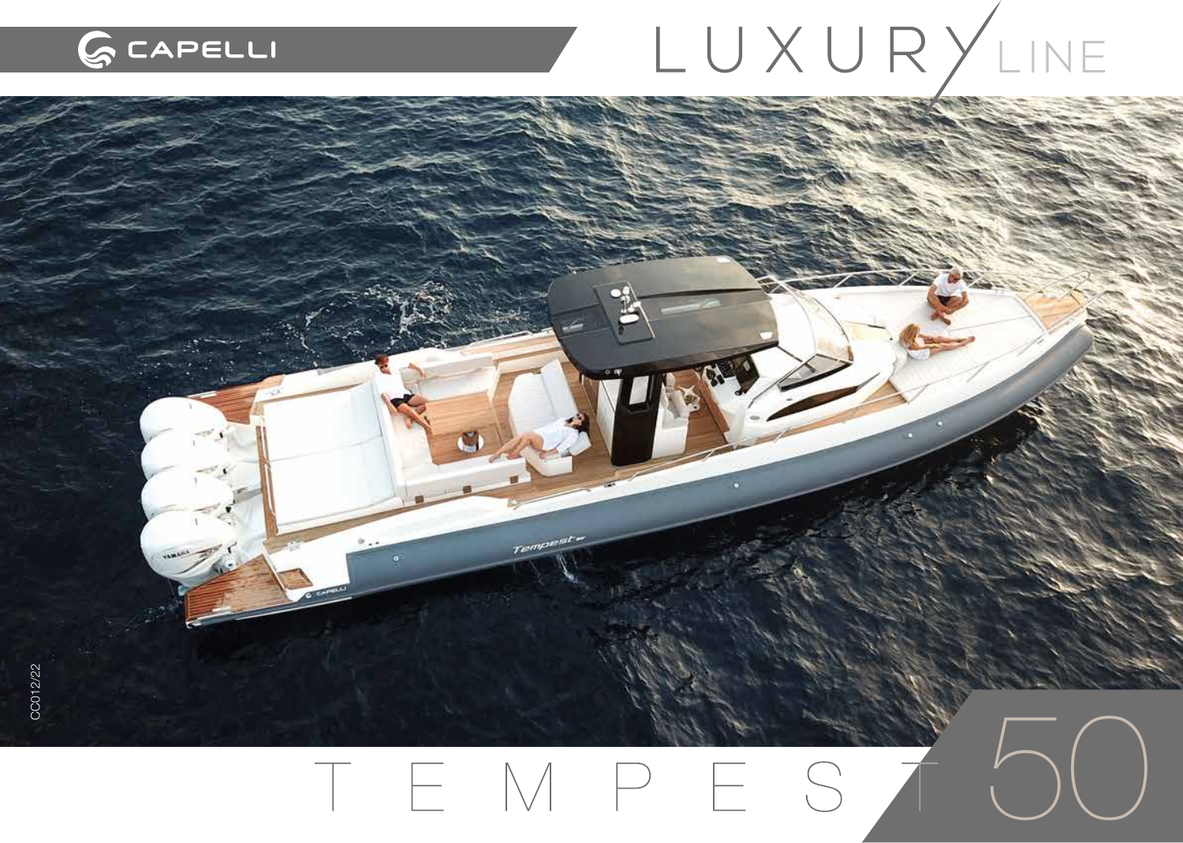CAPELLI

# LUXURY LINE

# TEMPEST 50

CC012/22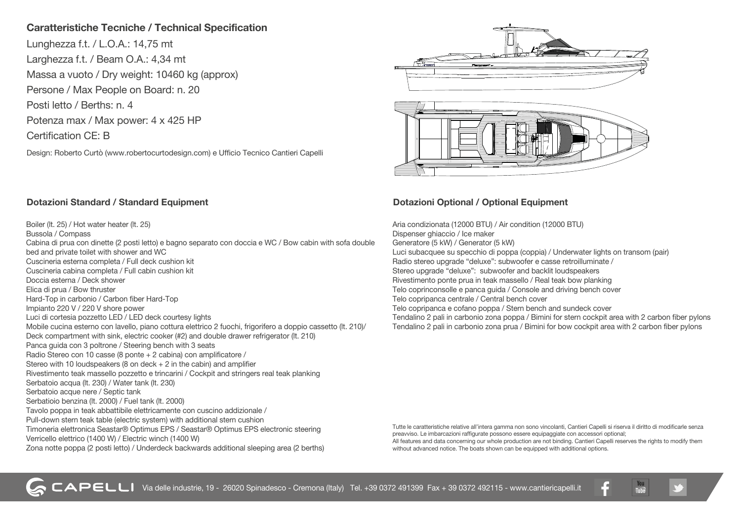## Caratteristiche Tecniche / Technical Specification

Lunghezza f.t. / L.O.A.: 14,75 mt

Larghezza f.t. / Beam O.A.: 4,34 mt

Massa a vuoto / Dry weight: 10460 kg (approx)

Persone / Max People on Board: n. 20

Posti letto / Berths: n. 4

Potenza max / Max power: 4 x 425 HP

Certification CE: B

Design: Roberto Curtò (www.robertocurtodesign.com) e Ufficio Tecnico Cantieri Capelli

### Dotazioni Standard / Standard Equipment

Boiler (lt. 25) / Hot water heater (lt. 25)
Bussola / Compass
Cabina di prua con dinette (2 posti letto) e bagno separato con doccia e WC / Bow cabin with sofa double bed and private toilet with shower and WC
Cuscineria esterna completa / Full deck cushion kit
Cuscineria cabina completa / Full cabin cushion kit
Doccia esterna / Deck shower
Elica di prua / Bow thruster
Hard-Top in carbonio / Carbon fiber Hard-Top
Impianto 220 V / 220 V shore power
Luci di cortesia pozzetto LED / LED deck courtesy lights
Mobile cucina esterno con lavello, piano cottura elettrico 2 fuochi, frigorifero a doppio cassetto (lt. 210)/ Deck compartment with sink, electric cooker (#2) and double drawer refrigerator (lt. 210)
Panca guida con 3 poltrone / Steering bench with 3 seats
Radio Stereo con 10 casse (8 ponte + 2 cabina) con amplificatore / Stereo with 10 loudspeakers (8 on deck + 2 in the cabin) and amplifier
Rivestimento teak massello pozzetto e trincarini / Cockpit and stringers real teak planking
Serbatoio acqua (lt. 230) / Water tank (lt. 230)
Serbatoio acque nere / Septic tank
Serbatioio benzina (lt. 2000) / Fuel tank (lt. 2000)
Tavolo poppa in teak abbattibile elettricamente con cuscino addizionale / Pull-down stern teak table (electric system) with additional stern cushion
Timoneria elettronica Seastar® Optimus EPS / Seastar® Optimus EPS electronic steering
Verricello elettrico (1400 W) / Electric winch (1400 W)
Zona notte poppa (2 posti letto) / Underdeck backwards additional sleeping area (2 berths)

### Dotazioni Optional / Optional Equipment

Aria condizionata (12000 BTU) / Air condition (12000 BTU)
Dispenser ghiaccio / Ice maker
Generatore (5 kW) / Generator (5 kW)
Luci subacquee su specchio di poppa (coppia) / Underwater lights on transom (pair)
Radio stereo upgrade "deluxe": subwoofer e casse retroilluminate / Stereo upgrade "deluxe": subwoofer and backlit loudspeakers
Rivestimento ponte prua in teak massello / Real teak bow planking
Telo coprinconsolle e panca guida / Console and driving bench cover
Telo copripanca centrale / Central bench cover
Telo copripanca e cofano poppa / Stern bench and sundeck cover
Tendalino 2 pali in carbonio zona poppa / Bimini for stern cockpit area with 2 carbon fiber pylons
Tendalino 2 pali in carbonio zona prua / Bimini for bow cockpit area with 2 carbon fiber pylons

Tutte le caratteristiche relative all'intera gamma non sono vincolanti, Cantieri Capelli si riserva il diritto di modificarle senza preavviso. Le imbarcazioni raffigurate possono essere equipaggiate con accessori optional;
All features and data concerning our whole production are not binding. Cantieri Capelli reserves the rights to modify them without advanced notice. The boats shown can be equipped with additional options.

CAPELLI Via delle industrie, 19 - 26020 Spinadesco - Cremona (Italy) Tel. +39 0372 491399 Fax + 39 0372 492115 - www.cantiericapelli.it